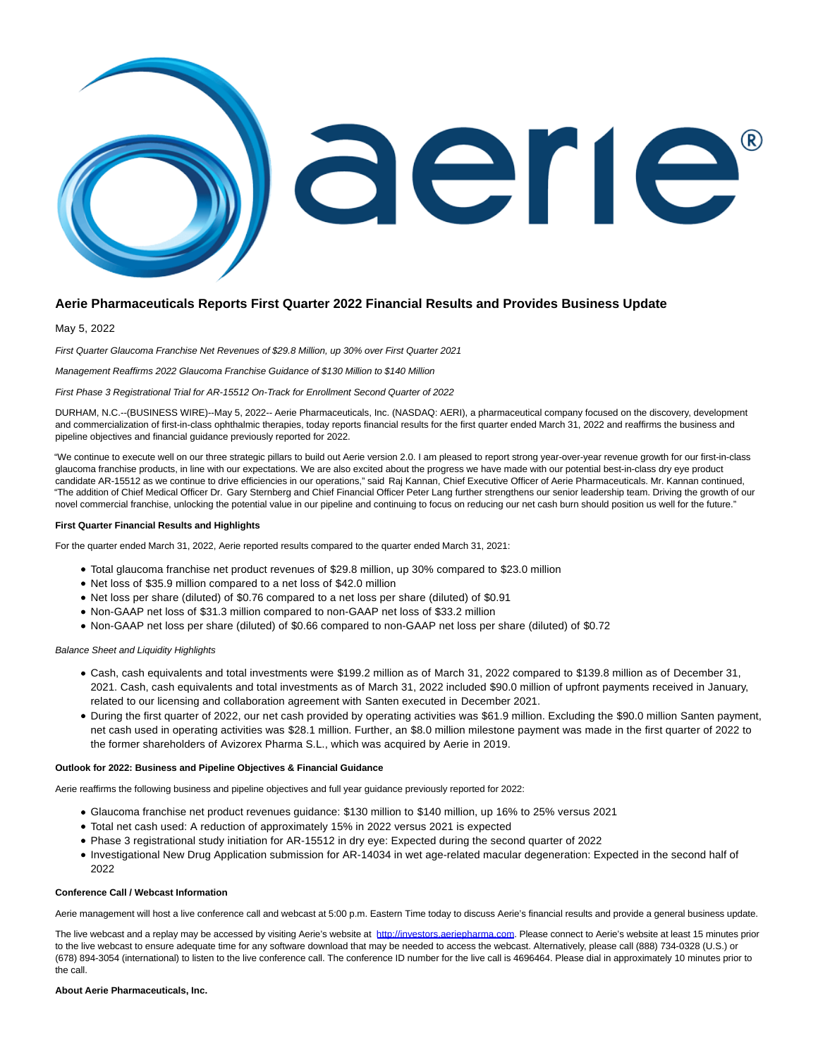# Aerie Pharmaceuticals Reports First Quarter 2022 Financial Results and Provides Business Update

May 5, 2022

*First Quarter Glaucoma Franchise Net Revenues of $29.8 Million, up 30% over First Quarter 2021*

*Management Reaffirms 2022 Glaucoma Franchise Guidance of $130 Million to $140 Million*

*First Phase 3 Registrational Trial for AR-15512 On-Track for Enrollment Second Quarter of 2022*

DURHAM, N.C.--(BUSINESS WIRE)--May 5, 2022-- Aerie Pharmaceuticals, Inc. (NASDAQ: AERI), a pharmaceutical company focused on the discovery, development and commercialization of first-in-class ophthalmic therapies, today reports financial results for the first quarter ended March 31, 2022 and reaffirms the business and pipeline objectives and financial guidance previously reported for 2022.

"We continue to execute well on our three strategic pillars to build out Aerie version 2.0. I am pleased to report strong year-over-year revenue growth for our first-in-class glaucoma franchise products, in line with our expectations. We are also excited about the progress we have made with our potential best-in-class dry eye product candidate AR-15512 as we continue to drive efficiencies in our operations," said Raj Kannan, Chief Executive Officer of Aerie Pharmaceuticals. Mr. Kannan continued, "The addition of Chief Medical Officer Dr. Gary Sternberg and Chief Financial Officer Peter Lang further strengthens our senior leadership team. Driving the growth of our novel commercial franchise, unlocking the potential value in our pipeline and continuing to focus on reducing our net cash burn should position us well for the future."

**First Quarter Financial Results and Highlights**

For the quarter ended March 31, 2022, Aerie reported results compared to the quarter ended March 31, 2021:

- Total glaucoma franchise net product revenues of $29.8 million, up 30% compared to $23.0 million
- Net loss of $35.9 million compared to a net loss of $42.0 million
- Net loss per share (diluted) of $0.76 compared to a net loss per share (diluted) of $0.91
- Non-GAAP net loss of $31.3 million compared to non-GAAP net loss of $33.2 million
- Non-GAAP net loss per share (diluted) of $0.66 compared to non-GAAP net loss per share (diluted) of $0.72

*Balance Sheet and Liquidity Highlights*

- Cash, cash equivalents and total investments were $199.2 million as of March 31, 2022 compared to $139.8 million as of December 31, 2021. Cash, cash equivalents and total investments as of March 31, 2022 included $90.0 million of upfront payments received in January, related to our licensing and collaboration agreement with Santen executed in December 2021.
- During the first quarter of 2022, our net cash provided by operating activities was $61.9 million. Excluding the $90.0 million Santen payment, net cash used in operating activities was $28.1 million. Further, an $8.0 million milestone payment was made in the first quarter of 2022 to the former shareholders of Avizorex Pharma S.L., which was acquired by Aerie in 2019.

**Outlook for 2022: Business and Pipeline Objectives & Financial Guidance**

Aerie reaffirms the following business and pipeline objectives and full year guidance previously reported for 2022:

- Glaucoma franchise net product revenues guidance: $130 million to $140 million, up 16% to 25% versus 2021
- Total net cash used: A reduction of approximately 15% in 2022 versus 2021 is expected
- Phase 3 registrational study initiation for AR-15512 in dry eye: Expected during the second quarter of 2022
- Investigational New Drug Application submission for AR-14034 in wet age-related macular degeneration: Expected in the second half of 2022

**Conference Call / Webcast Information**

Aerie management will host a live conference call and webcast at 5:00 p.m. Eastern Time today to discuss Aerie's financial results and provide a general business update.

The live webcast and a replay may be accessed by visiting Aerie's website at http://investors.aeriepharma.com. Please connect to Aerie's website at least 15 minutes prior to the live webcast to ensure adequate time for any software download that may be needed to access the webcast. Alternatively, please call (888) 734-0328 (U.S.) or (678) 894-3054 (international) to listen to the live conference call. The conference ID number for the live call is 4696464. Please dial in approximately 10 minutes prior to the call.

**About Aerie Pharmaceuticals, Inc.**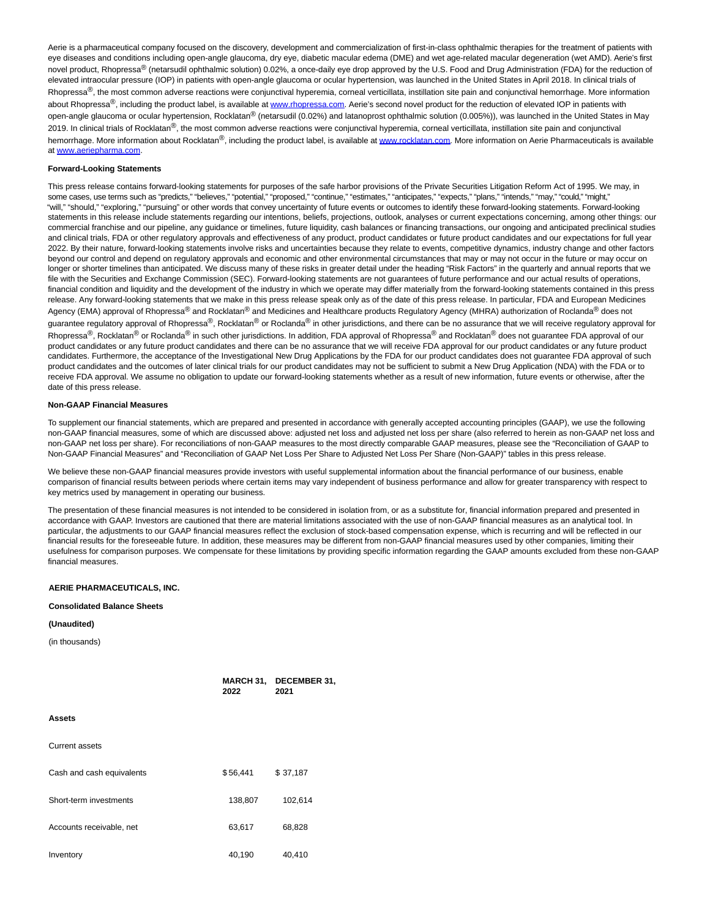Aerie is a pharmaceutical company focused on the discovery, development and commercialization of first-in-class ophthalmic therapies for the treatment of patients with eye diseases and conditions including open-angle glaucoma, dry eye, diabetic macular edema (DME) and wet age-related macular degeneration (wet AMD). Aerie's first novel product, Rhopressa® (netarsudil ophthalmic solution) 0.02%, a once-daily eye drop approved by the U.S. Food and Drug Administration (FDA) for the reduction of elevated intraocular pressure (IOP) in patients with open-angle glaucoma or ocular hypertension, was launched in the United States in April 2018. In clinical trials of Rhopressa®, the most common adverse reactions were conjunctival hyperemia, corneal verticillata, instillation site pain and conjunctival hemorrhage. More information about Rhopressa®, including the product label, is available at www.rhopressa.com. Aerie's second novel product for the reduction of elevated IOP in patients with open-angle glaucoma or ocular hypertension, Rocklatan® (netarsudil (0.02%) and latanoprost ophthalmic solution (0.005%)), was launched in the United States in May 2019. In clinical trials of Rocklatan®, the most common adverse reactions were conjunctival hyperemia, corneal verticillata, instillation site pain and conjunctival hemorrhage. More information about Rocklatan®, including the product label, is available at www.rocklatan.com. More information on Aerie Pharmaceuticals is available at www.aeriepharma.com.

**Forward-Looking Statements**

This press release contains forward-looking statements for purposes of the safe harbor provisions of the Private Securities Litigation Reform Act of 1995. We may, in some cases, use terms such as "predicts," "believes," "potential," "proposed," "continue," "estimates," "anticipates," "expects," "plans," "intends," "may," "could," "might," "will," "should," "exploring," "pursuing" or other words that convey uncertainty of future events or outcomes to identify these forward-looking statements. Forward-looking statements in this release include statements regarding our intentions, beliefs, projections, outlook, analyses or current expectations concerning, among other things: our commercial franchise and our pipeline, any guidance or timelines, future liquidity, cash balances or financing transactions, our ongoing and anticipated preclinical studies and clinical trials, FDA or other regulatory approvals and effectiveness of any product, product candidates or future product candidates and our expectations for full year 2022. By their nature, forward-looking statements involve risks and uncertainties because they relate to events, competitive dynamics, industry change and other factors beyond our control and depend on regulatory approvals and economic and other environmental circumstances that may or may not occur in the future or may occur on longer or shorter timelines than anticipated. We discuss many of these risks in greater detail under the heading "Risk Factors" in the quarterly and annual reports that we file with the Securities and Exchange Commission (SEC). Forward-looking statements are not guarantees of future performance and our actual results of operations, financial condition and liquidity and the development of the industry in which we operate may differ materially from the forward-looking statements contained in this press release. Any forward-looking statements that we make in this press release speak only as of the date of this press release. In particular, FDA and European Medicines Agency (EMA) approval of Rhopressa® and Rocklatan® and Medicines and Healthcare products Regulatory Agency (MHRA) authorization of Roclanda® does not guarantee regulatory approval of Rhopressa®, Rocklatan® or Roclanda® in other jurisdictions, and there can be no assurance that we will receive regulatory approval for Rhopressa®, Rocklatan® or Roclanda® in such other jurisdictions. In addition, FDA approval of Rhopressa® and Rocklatan® does not guarantee FDA approval of our product candidates or any future product candidates and there can be no assurance that we will receive FDA approval for our product candidates or any future product candidates. Furthermore, the acceptance of the Investigational New Drug Applications by the FDA for our product candidates does not guarantee FDA approval of such product candidates and the outcomes of later clinical trials for our product candidates may not be sufficient to submit a New Drug Application (NDA) with the FDA or to receive FDA approval. We assume no obligation to update our forward-looking statements whether as a result of new information, future events or otherwise, after the date of this press release.

**Non-GAAP Financial Measures**

To supplement our financial statements, which are prepared and presented in accordance with generally accepted accounting principles (GAAP), we use the following non-GAAP financial measures, some of which are discussed above: adjusted net loss and adjusted net loss per share (also referred to herein as non-GAAP net loss and non-GAAP net loss per share). For reconciliations of non-GAAP measures to the most directly comparable GAAP measures, please see the "Reconciliation of GAAP to Non-GAAP Financial Measures" and "Reconciliation of GAAP Net Loss Per Share to Adjusted Net Loss Per Share (Non-GAAP)" tables in this press release.

We believe these non-GAAP financial measures provide investors with useful supplemental information about the financial performance of our business, enable comparison of financial results between periods where certain items may vary independent of business performance and allow for greater transparency with respect to key metrics used by management in operating our business.

The presentation of these financial measures is not intended to be considered in isolation from, or as a substitute for, financial information prepared and presented in accordance with GAAP. Investors are cautioned that there are material limitations associated with the use of non-GAAP financial measures as an analytical tool. In particular, the adjustments to our GAAP financial measures reflect the exclusion of stock-based compensation expense, which is recurring and will be reflected in our financial results for the foreseeable future. In addition, these measures may be different from non-GAAP financial measures used by other companies, limiting their usefulness for comparison purposes. We compensate for these limitations by providing specific information regarding the GAAP amounts excluded from these non-GAAP financial measures.

**AERIE PHARMACEUTICALS, INC.**

**Consolidated Balance Sheets**

**(Unaudited)**

(in thousands)

| | MARCH 31, 2022 | DECEMBER 31, 2021 |
|---|---|---|
| **Assets** | | |
| Current assets | | |
| Cash and cash equivalents | $56,441 | $ 37,187 |
| Short-term investments | 138,807 | 102,614 |
| Accounts receivable, net | 63,617 | 68,828 |
| Inventory | 40,190 | 40,410 |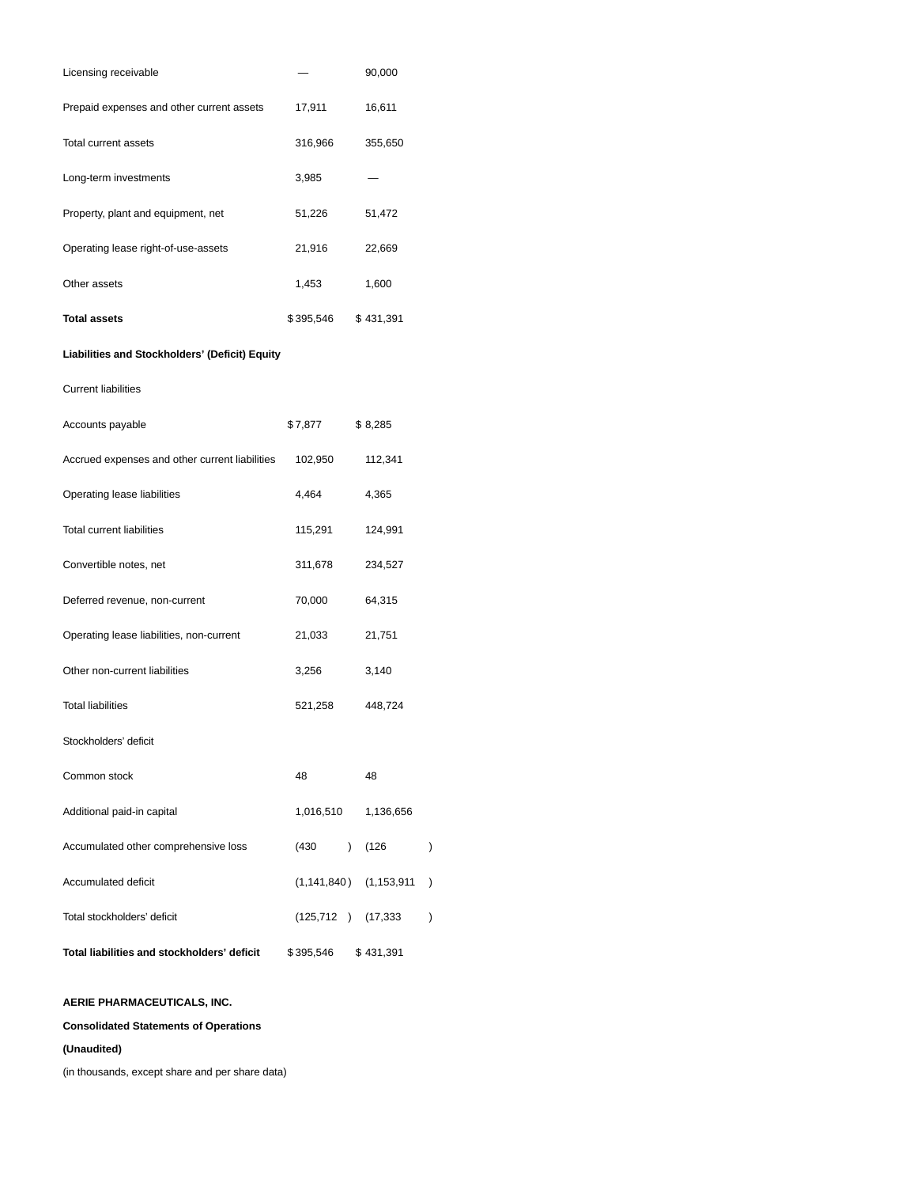| | | |
|---|---|---|
| Licensing receivable | — | 90,000 |
| Prepaid expenses and other current assets | 17,911 | 16,611 |
| Total current assets | 316,966 | 355,650 |
| Long-term investments | 3,985 | — |
| Property, plant and equipment, net | 51,226 | 51,472 |
| Operating lease right-of-use-assets | 21,916 | 22,669 |
| Other assets | 1,453 | 1,600 |
| **Total assets** | $ 395,546 | $ 431,391 |
| **Liabilities and Stockholders' (Deficit) Equity** | | |
| Current liabilities | | |
| Accounts payable | $ 7,877 | $ 8,285 |
| Accrued expenses and other current liabilities | 102,950 | 112,341 |
| Operating lease liabilities | 4,464 | 4,365 |
| Total current liabilities | 115,291 | 124,991 |
| Convertible notes, net | 311,678 | 234,527 |
| Deferred revenue, non-current | 70,000 | 64,315 |
| Operating lease liabilities, non-current | 21,033 | 21,751 |
| Other non-current liabilities | 3,256 | 3,140 |
| Total liabilities | 521,258 | 448,724 |
| Stockholders' deficit | | |
| Common stock | 48 | 48 |
| Additional paid-in capital | 1,016,510 | 1,136,656 |
| Accumulated other comprehensive loss | (430) | (126) |
| Accumulated deficit | (1,141,840) | (1,153,911) |
| Total stockholders' deficit | (125,712) | (17,333) |
| **Total liabilities and stockholders' deficit** | $ 395,546 | $ 431,391 |

**AERIE PHARMACEUTICALS, INC.**

**Consolidated Statements of Operations**

**(Unaudited)**

(in thousands, except share and per share data)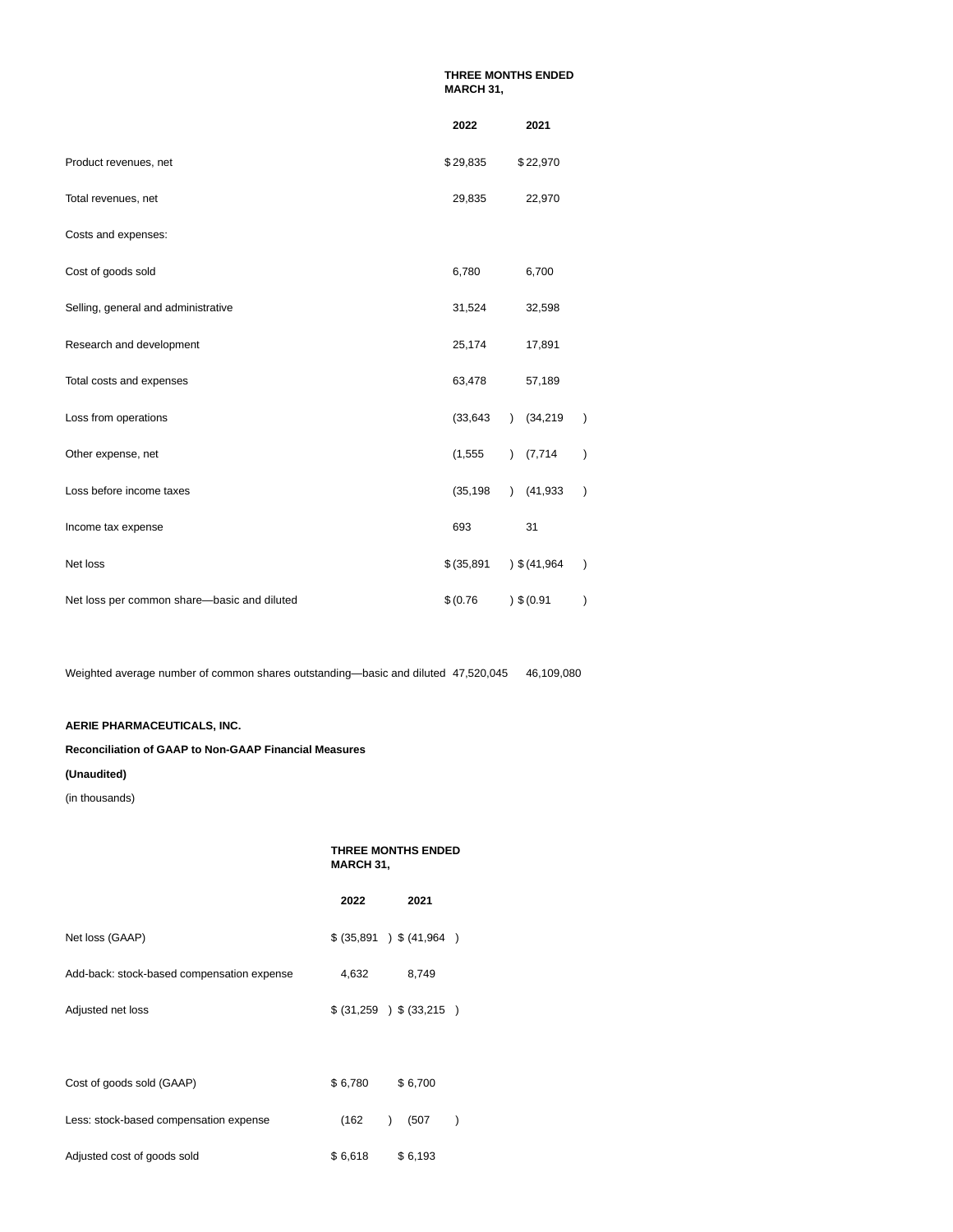| | THREE MONTHS ENDED MARCH 31, | |
|---|---|---|
| | 2022 | 2021 |
| Product revenues, net | $ 29,835 | $ 22,970 |
| Total revenues, net | 29,835 | 22,970 |
| Costs and expenses: | | |
| Cost of goods sold | 6,780 | 6,700 |
| Selling, general and administrative | 31,524 | 32,598 |
| Research and development | 25,174 | 17,891 |
| Total costs and expenses | 63,478 | 57,189 |
| Loss from operations | (33,643) | (34,219) |
| Other expense, net | (1,555) | (7,714) |
| Loss before income taxes | (35,198) | (41,933) |
| Income tax expense | 693 | 31 |
| Net loss | $ (35,891) | $ (41,964) |
| Net loss per common share—basic and diluted | $ (0.76) | $ (0.91) |
| Weighted average number of common shares outstanding—basic and diluted | 47,520,045 | 46,109,080 |

**AERIE PHARMACEUTICALS, INC.**

**Reconciliation of GAAP to Non-GAAP Financial Measures**

**(Unaudited)**

(in thousands)

| | THREE MONTHS ENDED MARCH 31, | |
|---|---|---|
| | 2022 | 2021 |
| Net loss (GAAP) | $ (35,891) | $ (41,964) |
| Add-back: stock-based compensation expense | 4,632 | 8,749 |
| Adjusted net loss | $ (31,259) | $ (33,215) |
| | | |
| Cost of goods sold (GAAP) | $ 6,780 | $ 6,700 |
| Less: stock-based compensation expense | (162) | (507) |
| Adjusted cost of goods sold | $ 6,618 | $ 6,193 |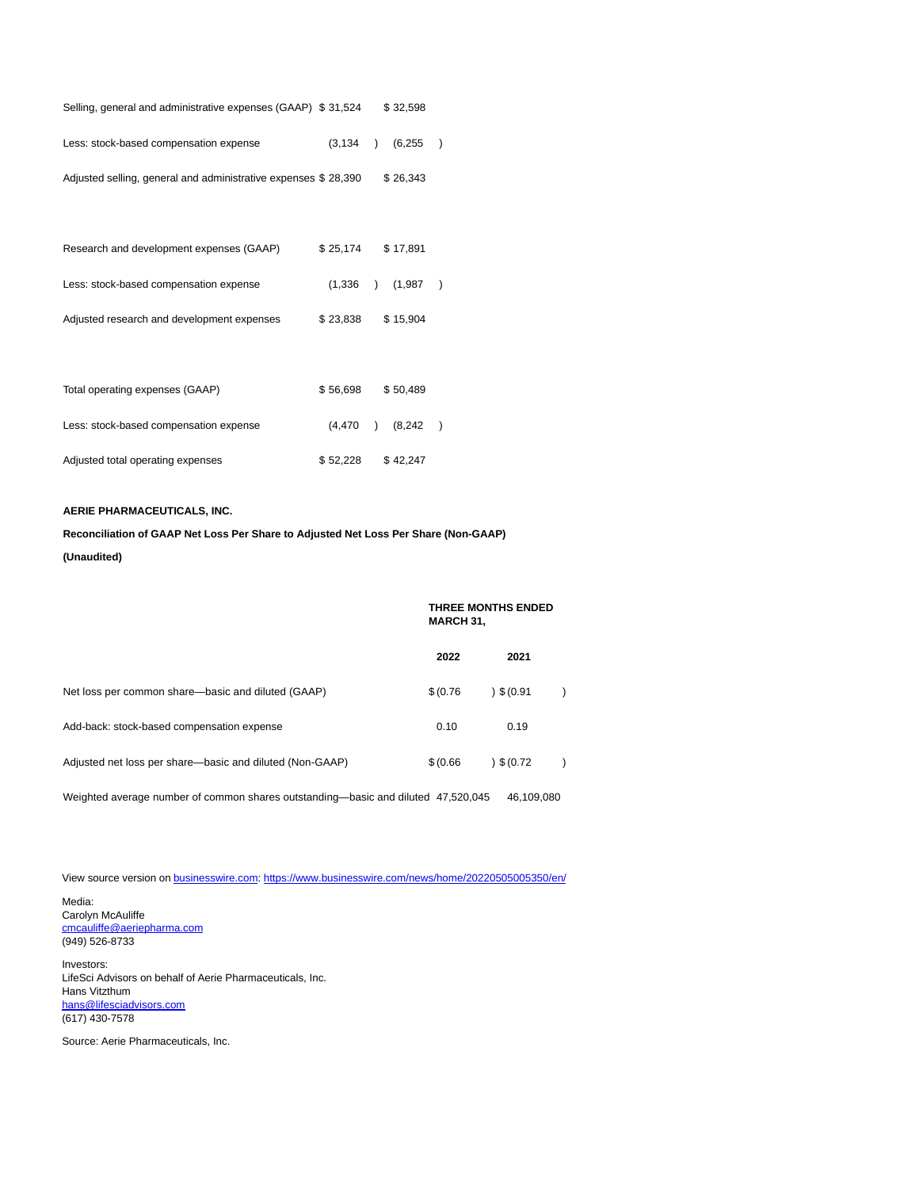| | | |
|---|---|---|
| Selling, general and administrative expenses (GAAP) | $ 31,524 | $ 32,598 |
| Less: stock-based compensation expense | (3,134 ) | (6,255 ) |
| Adjusted selling, general and administrative expenses | $ 28,390 | $ 26,343 |
| | | |
| Research and development expenses (GAAP) | $ 25,174 | $ 17,891 |
| Less: stock-based compensation expense | (1,336 ) | (1,987 ) |
| Adjusted research and development expenses | $ 23,838 | $ 15,904 |
| | | |
| Total operating expenses (GAAP) | $ 56,698 | $ 50,489 |
| Less: stock-based compensation expense | (4,470 ) | (8,242 ) |
| Adjusted total operating expenses | $ 52,228 | $ 42,247 |

**AERIE PHARMACEUTICALS, INC.**

**Reconciliation of GAAP Net Loss Per Share to Adjusted Net Loss Per Share (Non-GAAP)**

**(Unaudited)**

| | **THREE MONTHS ENDED MARCH 31,** | |
|---|---|---|
| | **2022** | **2021** |
| Net loss per common share—basic and diluted (GAAP) | $ (0.76 ) | $ (0.91 ) |
| Add-back: stock-based compensation expense | 0.10 | 0.19 |
| Adjusted net loss per share—basic and diluted (Non-GAAP) | $ (0.66 ) | $ (0.72 ) |
| Weighted average number of common shares outstanding—basic and diluted | 47,520,045 | 46,109,080 |

View source version on businesswire.com: https://www.businesswire.com/news/home/20220505005350/en/

Media:
Carolyn McAuliffe
cmcauliffe@aeriepharma.com
(949) 526-8733

Investors:
LifeSci Advisors on behalf of Aerie Pharmaceuticals, Inc.
Hans Vitzthum
hans@lifesciadvisors.com
(617) 430-7578

Source: Aerie Pharmaceuticals, Inc.